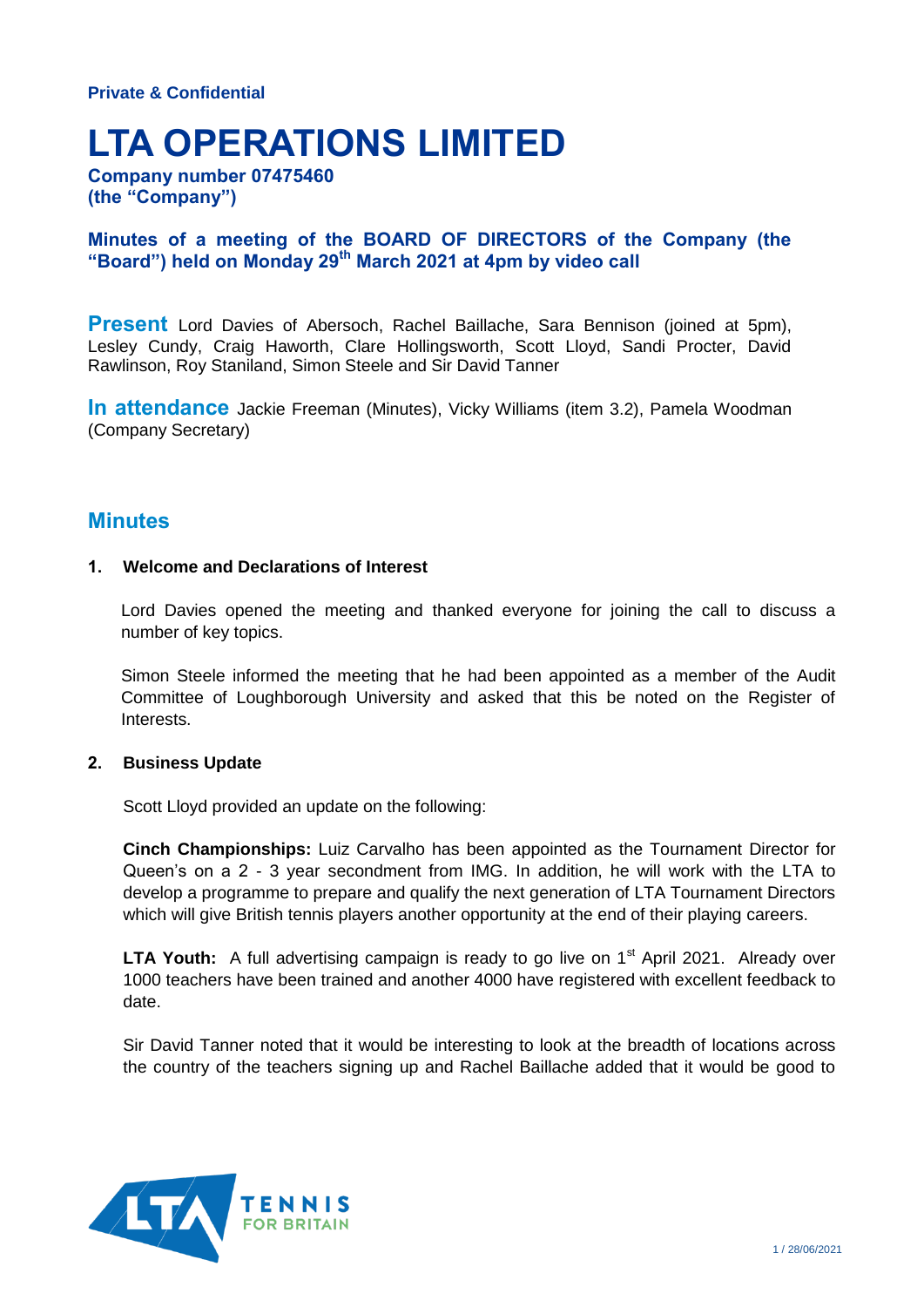**Private & Confidential**

# LTA OPERATIONS LIMITED

**Company number 07475460**
**(the "Company")**

## Minutes of a meeting of the BOARD OF DIRECTORS of the Company (the "Board") held on Monday 29th March 2021 at 4pm by video call

**Present** Lord Davies of Abersoch, Rachel Baillache, Sara Bennison (joined at 5pm), Lesley Cundy, Craig Haworth, Clare Hollingsworth, Scott Lloyd, Sandi Procter, David Rawlinson, Roy Staniland, Simon Steele and Sir David Tanner

**In attendance** Jackie Freeman (Minutes), Vicky Williams (item 3.2), Pamela Woodman (Company Secretary)

## Minutes

### 1. Welcome and Declarations of Interest

Lord Davies opened the meeting and thanked everyone for joining the call to discuss a number of key topics.

Simon Steele informed the meeting that he had been appointed as a member of the Audit Committee of Loughborough University and asked that this be noted on the Register of Interests.

### 2. Business Update

Scott Lloyd provided an update on the following:

**Cinch Championships:** Luiz Carvalho has been appointed as the Tournament Director for Queen's on a 2 - 3 year secondment from IMG. In addition, he will work with the LTA to develop a programme to prepare and qualify the next generation of LTA Tournament Directors which will give British tennis players another opportunity at the end of their playing careers.

**LTA Youth:** A full advertising campaign is ready to go live on 1st April 2021. Already over 1000 teachers have been trained and another 4000 have registered with excellent feedback to date.

Sir David Tanner noted that it would be interesting to look at the breadth of locations across the country of the teachers signing up and Rachel Baillache added that it would be good to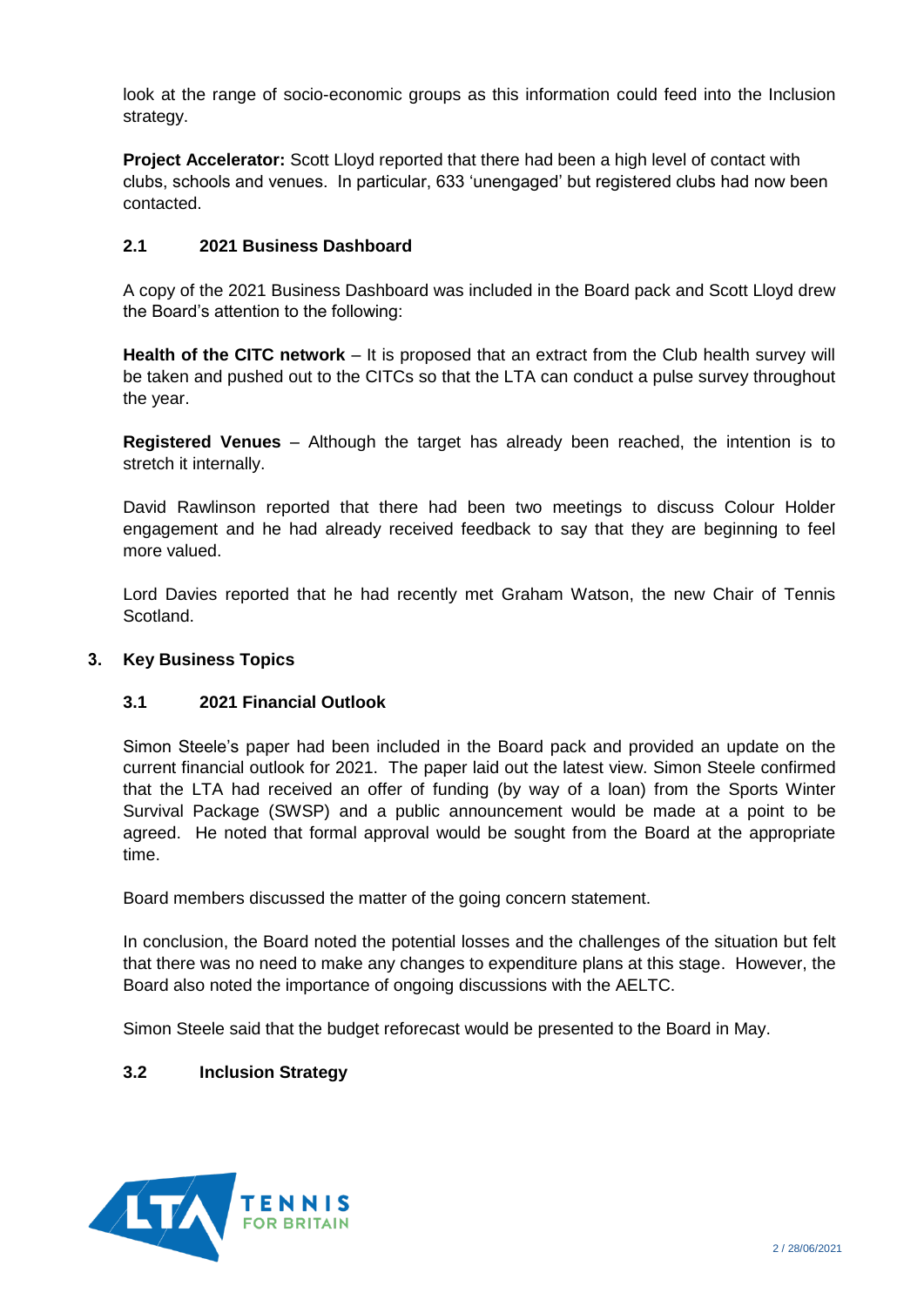look at the range of socio-economic groups as this information could feed into the Inclusion strategy.

**Project Accelerator:** Scott Lloyd reported that there had been a high level of contact with clubs, schools and venues. In particular, 633 'unengaged' but registered clubs had now been contacted.

### 2.1 2021 Business Dashboard

A copy of the 2021 Business Dashboard was included in the Board pack and Scott Lloyd drew the Board's attention to the following:

**Health of the CITC network** – It is proposed that an extract from the Club health survey will be taken and pushed out to the CITCs so that the LTA can conduct a pulse survey throughout the year.

**Registered Venues** – Although the target has already been reached, the intention is to stretch it internally.

David Rawlinson reported that there had been two meetings to discuss Colour Holder engagement and he had already received feedback to say that they are beginning to feel more valued.

Lord Davies reported that he had recently met Graham Watson, the new Chair of Tennis Scotland.

## 3. Key Business Topics

### 3.1 2021 Financial Outlook

Simon Steele's paper had been included in the Board pack and provided an update on the current financial outlook for 2021. The paper laid out the latest view. Simon Steele confirmed that the LTA had received an offer of funding (by way of a loan) from the Sports Winter Survival Package (SWSP) and a public announcement would be made at a point to be agreed. He noted that formal approval would be sought from the Board at the appropriate time.

Board members discussed the matter of the going concern statement.

In conclusion, the Board noted the potential losses and the challenges of the situation but felt that there was no need to make any changes to expenditure plans at this stage. However, the Board also noted the importance of ongoing discussions with the AELTC.

Simon Steele said that the budget reforecast would be presented to the Board in May.

### 3.2 Inclusion Strategy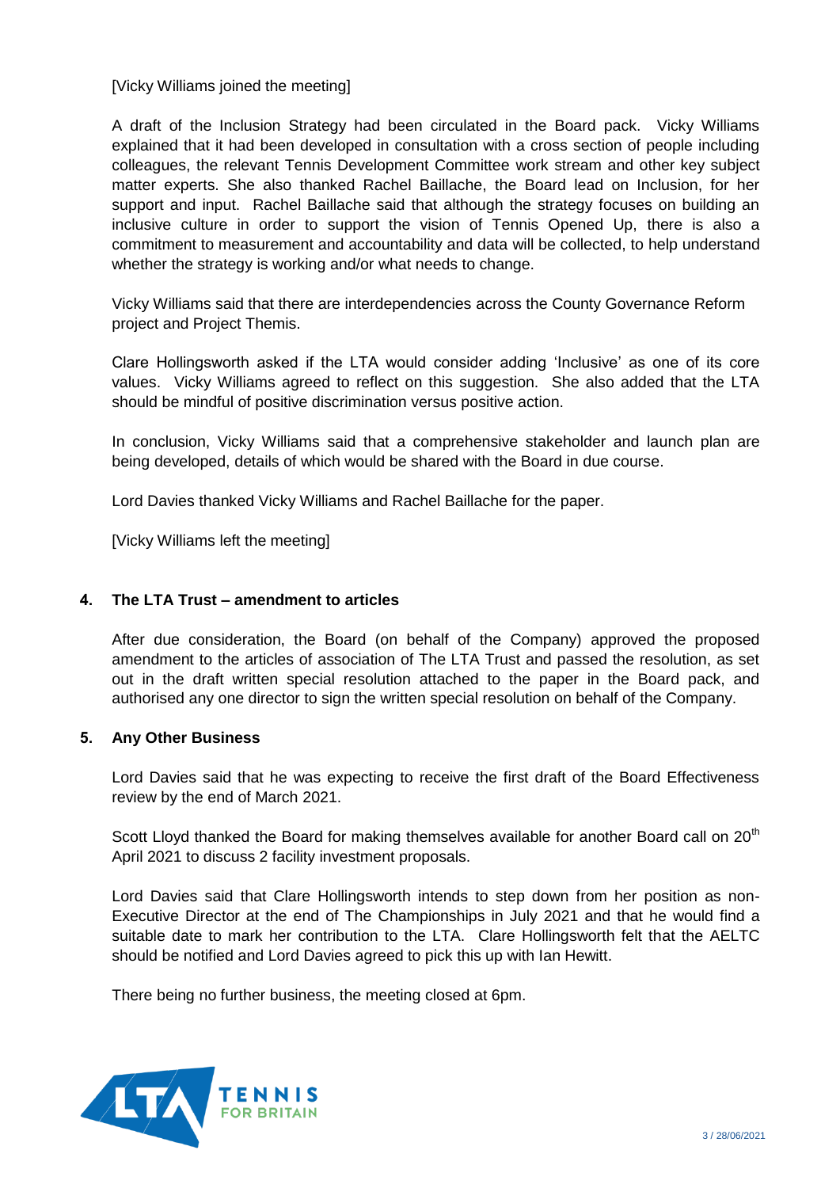[Vicky Williams joined the meeting]

A draft of the Inclusion Strategy had been circulated in the Board pack. Vicky Williams explained that it had been developed in consultation with a cross section of people including colleagues, the relevant Tennis Development Committee work stream and other key subject matter experts. She also thanked Rachel Baillache, the Board lead on Inclusion, for her support and input. Rachel Baillache said that although the strategy focuses on building an inclusive culture in order to support the vision of Tennis Opened Up, there is also a commitment to measurement and accountability and data will be collected, to help understand whether the strategy is working and/or what needs to change.

Vicky Williams said that there are interdependencies across the County Governance Reform project and Project Themis.

Clare Hollingsworth asked if the LTA would consider adding 'Inclusive' as one of its core values. Vicky Williams agreed to reflect on this suggestion. She also added that the LTA should be mindful of positive discrimination versus positive action.

In conclusion, Vicky Williams said that a comprehensive stakeholder and launch plan are being developed, details of which would be shared with the Board in due course.

Lord Davies thanked Vicky Williams and Rachel Baillache for the paper.

[Vicky Williams left the meeting]

## 4. The LTA Trust – amendment to articles

After due consideration, the Board (on behalf of the Company) approved the proposed amendment to the articles of association of The LTA Trust and passed the resolution, as set out in the draft written special resolution attached to the paper in the Board pack, and authorised any one director to sign the written special resolution on behalf of the Company.

## 5. Any Other Business

Lord Davies said that he was expecting to receive the first draft of the Board Effectiveness review by the end of March 2021.

Scott Lloyd thanked the Board for making themselves available for another Board call on 20th April 2021 to discuss 2 facility investment proposals.

Lord Davies said that Clare Hollingsworth intends to step down from her position as non-Executive Director at the end of The Championships in July 2021 and that he would find a suitable date to mark her contribution to the LTA. Clare Hollingsworth felt that the AELTC should be notified and Lord Davies agreed to pick this up with Ian Hewitt.

There being no further business, the meeting closed at 6pm.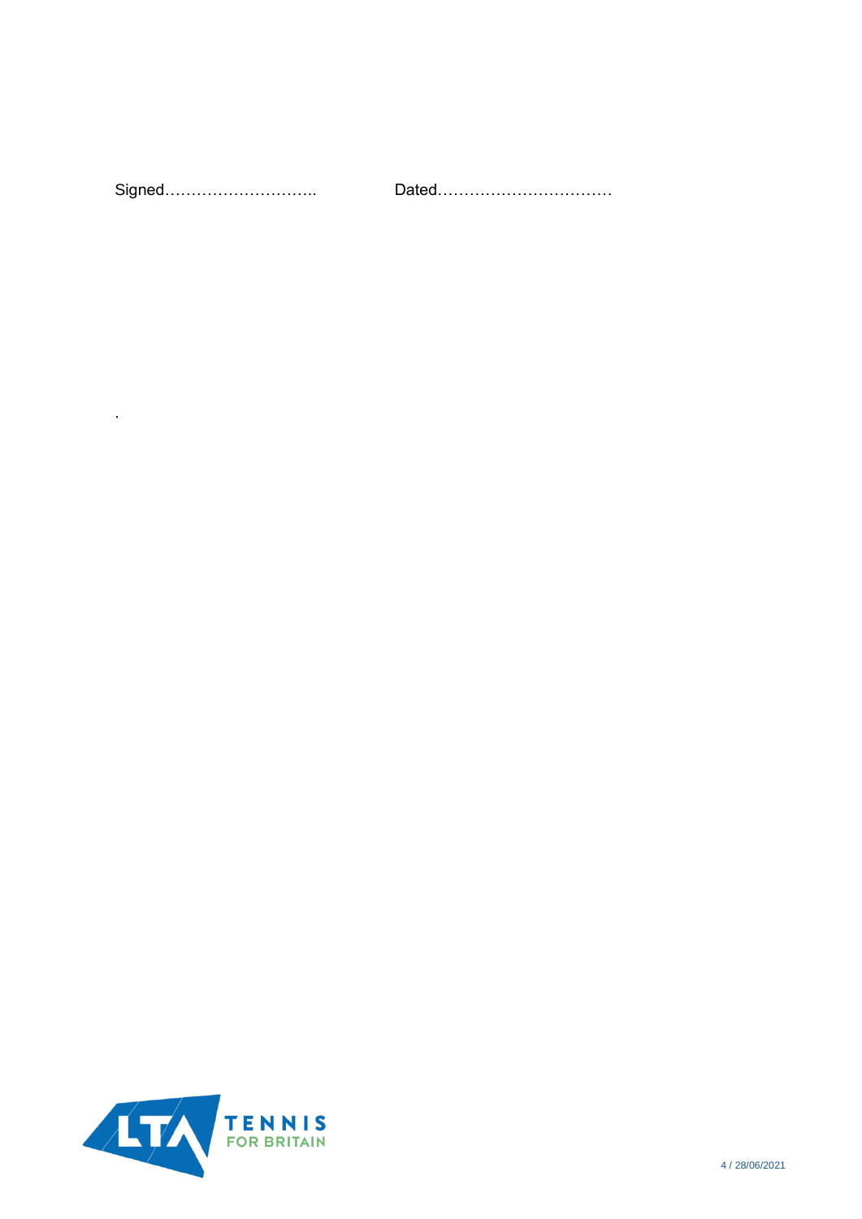Signed………………………. Dated……………………………

.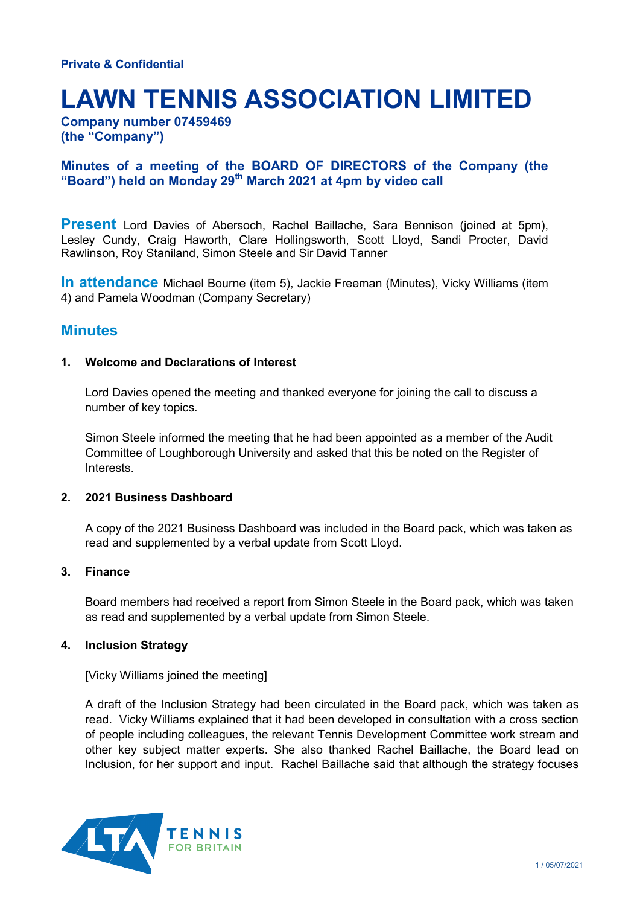**Private & Confidential**

# LAWN TENNIS ASSOCIATION LIMITED

**Company number 07459469**
**(the "Company")**

**Minutes of a meeting of the BOARD OF DIRECTORS of the Company (the "Board") held on Monday 29th March 2021 at 4pm by video call**

**Present** Lord Davies of Abersoch, Rachel Baillache, Sara Bennison (joined at 5pm), Lesley Cundy, Craig Haworth, Clare Hollingsworth, Scott Lloyd, Sandi Procter, David Rawlinson, Roy Staniland, Simon Steele and Sir David Tanner

**In attendance** Michael Bourne (item 5), Jackie Freeman (Minutes), Vicky Williams (item 4) and Pamela Woodman (Company Secretary)

## Minutes

### 1. Welcome and Declarations of Interest

Lord Davies opened the meeting and thanked everyone for joining the call to discuss a number of key topics.

Simon Steele informed the meeting that he had been appointed as a member of the Audit Committee of Loughborough University and asked that this be noted on the Register of Interests.

### 2. 2021 Business Dashboard

A copy of the 2021 Business Dashboard was included in the Board pack, which was taken as read and supplemented by a verbal update from Scott Lloyd.

### 3. Finance

Board members had received a report from Simon Steele in the Board pack, which was taken as read and supplemented by a verbal update from Simon Steele.

### 4. Inclusion Strategy

[Vicky Williams joined the meeting]

A draft of the Inclusion Strategy had been circulated in the Board pack, which was taken as read. Vicky Williams explained that it had been developed in consultation with a cross section of people including colleagues, the relevant Tennis Development Committee work stream and other key subject matter experts. She also thanked Rachel Baillache, the Board lead on Inclusion, for her support and input. Rachel Baillache said that although the strategy focuses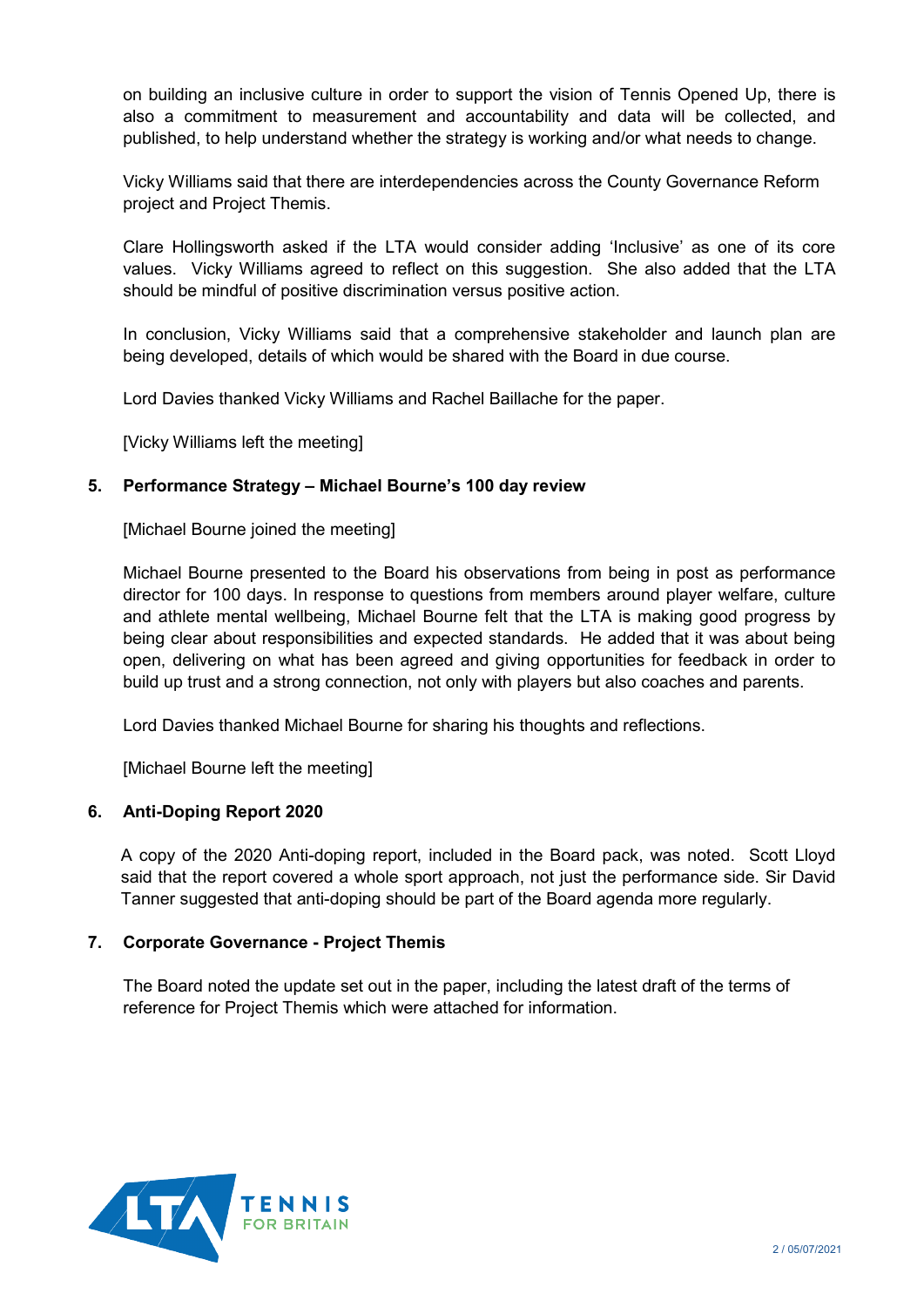on building an inclusive culture in order to support the vision of Tennis Opened Up, there is also a commitment to measurement and accountability and data will be collected, and published, to help understand whether the strategy is working and/or what needs to change.

Vicky Williams said that there are interdependencies across the County Governance Reform project and Project Themis.

Clare Hollingsworth asked if the LTA would consider adding 'Inclusive' as one of its core values. Vicky Williams agreed to reflect on this suggestion. She also added that the LTA should be mindful of positive discrimination versus positive action.

In conclusion, Vicky Williams said that a comprehensive stakeholder and launch plan are being developed, details of which would be shared with the Board in due course.

Lord Davies thanked Vicky Williams and Rachel Baillache for the paper.

[Vicky Williams left the meeting]

**5. Performance Strategy – Michael Bourne's 100 day review**

[Michael Bourne joined the meeting]

Michael Bourne presented to the Board his observations from being in post as performance director for 100 days. In response to questions from members around player welfare, culture and athlete mental wellbeing, Michael Bourne felt that the LTA is making good progress by being clear about responsibilities and expected standards. He added that it was about being open, delivering on what has been agreed and giving opportunities for feedback in order to build up trust and a strong connection, not only with players but also coaches and parents.

Lord Davies thanked Michael Bourne for sharing his thoughts and reflections.

[Michael Bourne left the meeting]

**6. Anti-Doping Report 2020**

A copy of the 2020 Anti-doping report, included in the Board pack, was noted. Scott Lloyd said that the report covered a whole sport approach, not just the performance side. Sir David Tanner suggested that anti-doping should be part of the Board agenda more regularly.

**7. Corporate Governance - Project Themis**

The Board noted the update set out in the paper, including the latest draft of the terms of reference for Project Themis which were attached for information.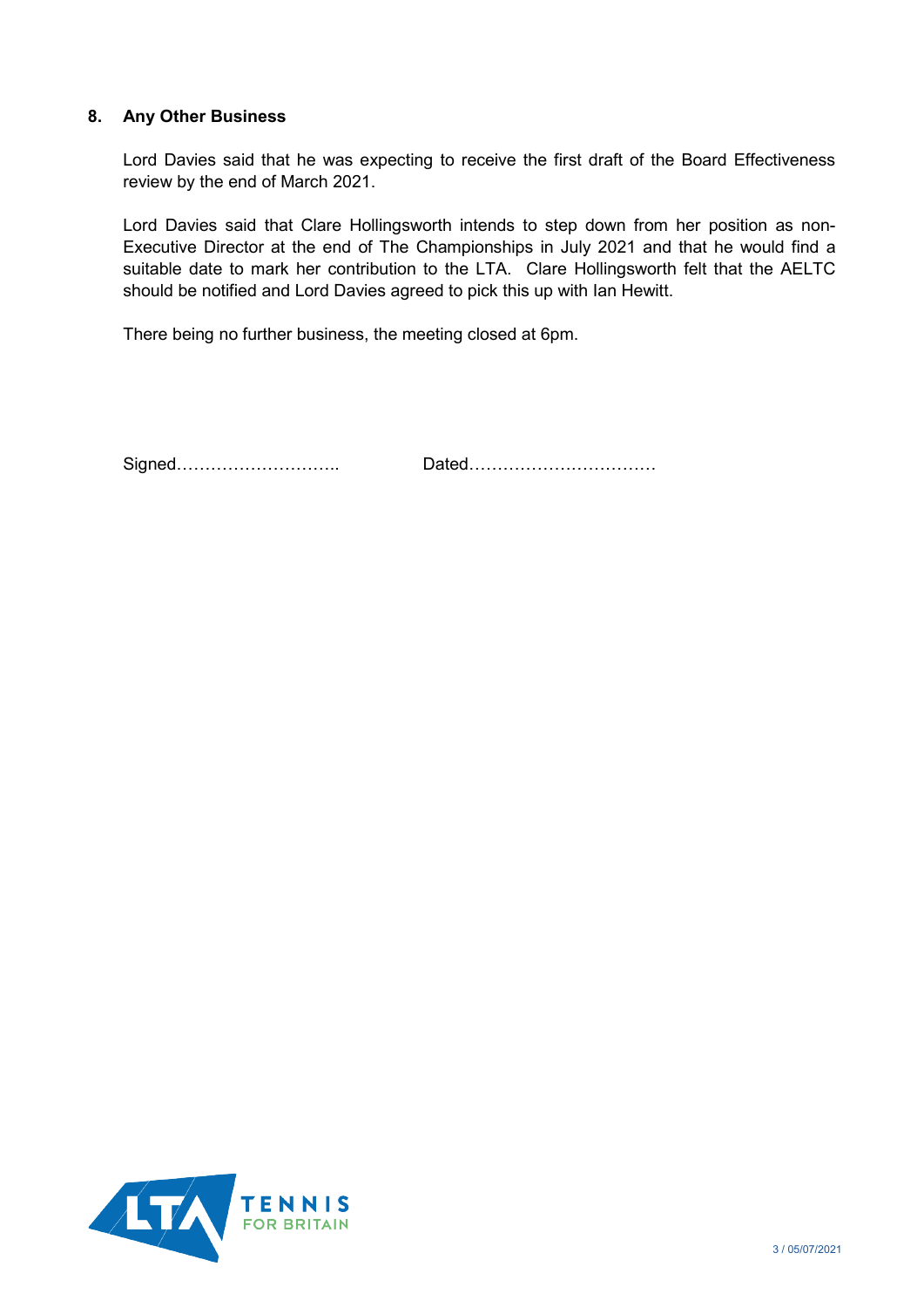## 8. Any Other Business

Lord Davies said that he was expecting to receive the first draft of the Board Effectiveness review by the end of March 2021.

Lord Davies said that Clare Hollingsworth intends to step down from her position as non-Executive Director at the end of The Championships in July 2021 and that he would find a suitable date to mark her contribution to the LTA. Clare Hollingsworth felt that the AELTC should be notified and Lord Davies agreed to pick this up with Ian Hewitt.

There being no further business, the meeting closed at 6pm.

Signed……………………….. Dated……………………………